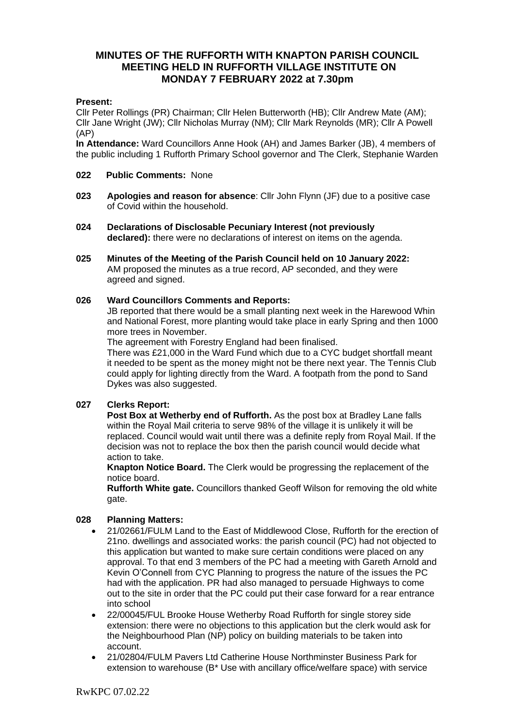# MINUTES OF THE RUFFORTH WITH KNAPTON PARISH COUNCIL MEETING HELD IN RUFFORTH VILLAGE INSTITUTE ON MONDAY 7 FEBRUARY 2022 at 7.30pm

**Present:**
Cllr Peter Rollings (PR) Chairman; Cllr Helen Butterworth (HB); Cllr Andrew Mate (AM); Cllr Jane Wright (JW); Cllr Nicholas Murray (NM); Cllr Mark Reynolds (MR); Cllr A Powell (AP)

**In Attendance:** Ward Councillors Anne Hook (AH) and James Barker (JB), 4 members of the public including 1 Rufforth Primary School governor and The Clerk, Stephanie Warden

**022 Public Comments:** None

**023 Apologies and reason for absence**: Cllr John Flynn (JF) due to a positive case of Covid within the household.

**024 Declarations of Disclosable Pecuniary Interest (not previously declared):** there were no declarations of interest on items on the agenda.

**025 Minutes of the Meeting of the Parish Council held on 10 January 2022:** AM proposed the minutes as a true record, AP seconded, and they were agreed and signed.

**026 Ward Councillors Comments and Reports:**
JB reported that there would be a small planting next week in the Harewood Whin and National Forest, more planting would take place in early Spring and then 1000 more trees in November.
The agreement with Forestry England had been finalised.
There was £21,000 in the Ward Fund which due to a CYC budget shortfall meant it needed to be spent as the money might not be there next year. The Tennis Club could apply for lighting directly from the Ward. A footpath from the pond to Sand Dykes was also suggested.

**027 Clerks Report:**
**Post Box at Wetherby end of Rufforth.** As the post box at Bradley Lane falls within the Royal Mail criteria to serve 98% of the village it is unlikely it will be replaced. Council would wait until there was a definite reply from Royal Mail. If the decision was not to replace the box then the parish council would decide what action to take.
**Knapton Notice Board.** The Clerk would be progressing the replacement of the notice board.
**Rufforth White gate.** Councillors thanked Geoff Wilson for removing the old white gate.

**028 Planning Matters:**

- 21/02661/FULM Land to the East of Middlewood Close, Rufforth for the erection of 21no. dwellings and associated works: the parish council (PC) had not objected to this application but wanted to make sure certain conditions were placed on any approval. To that end 3 members of the PC had a meeting with Gareth Arnold and Kevin O'Connell from CYC Planning to progress the nature of the issues the PC had with the application. PR had also managed to persuade Highways to come out to the site in order that the PC could put their case forward for a rear entrance into school
- 22/00045/FUL Brooke House Wetherby Road Rufforth for single storey side extension: there were no objections to this application but the clerk would ask for the Neighbourhood Plan (NP) policy on building materials to be taken into account.
- 21/02804/FULM Pavers Ltd Catherine House Northminster Business Park for extension to warehouse (B* Use with ancillary office/welfare space) with service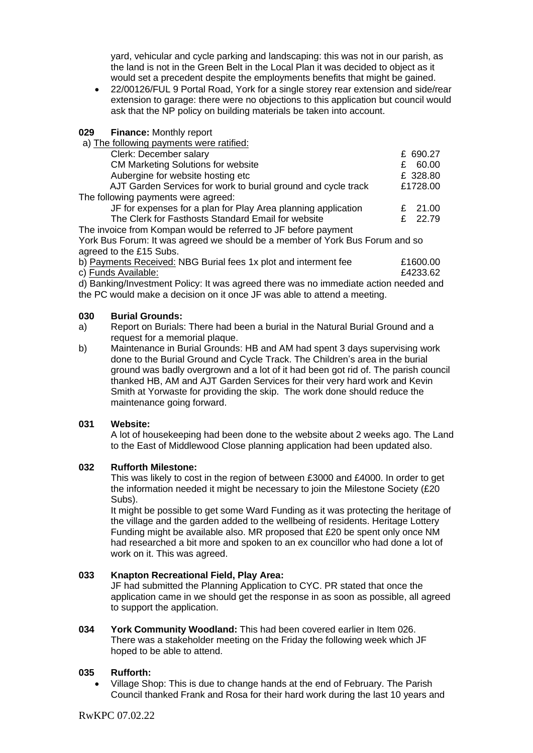yard, vehicular and cycle parking and landscaping: this was not in our parish, as the land is not in the Green Belt in the Local Plan it was decided to object as it would set a precedent despite the employments benefits that might be gained.

- 22/00126/FUL 9 Portal Road, York for a single storey rear extension and side/rear extension to garage: there were no objections to this application but council would ask that the NP policy on building materials be taken into account.

**029 Finance:** Monthly report

a) The following payments were ratified:

| | |
|---|---|
| Clerk: December salary | £ 690.27 |
| CM Marketing Solutions for website | £ 60.00 |
| Aubergine for website hosting etc | £ 328.80 |
| AJT Garden Services for work to burial ground and cycle track | £1728.00 |

The following payments were agreed:

| | |
|---|---|
| JF for expenses for a plan for Play Area planning application | £ 21.00 |
| The Clerk for Fasthosts Standard Email for website | £ 22.79 |

The invoice from Kompan would be referred to JF before payment

York Bus Forum: It was agreed we should be a member of York Bus Forum and so agreed to the £15 Subs.

b) Payments Received: NBG Burial fees 1x plot and interment fee £1600.00

c) Funds Available: £4233.62

d) Banking/Investment Policy: It was agreed there was no immediate action needed and the PC would make a decision on it once JF was able to attend a meeting.

**030 Burial Grounds:**

a) Report on Burials: There had been a burial in the Natural Burial Ground and a request for a memorial plaque.

b) Maintenance in Burial Grounds: HB and AM had spent 3 days supervising work done to the Burial Ground and Cycle Track. The Children's area in the burial ground was badly overgrown and a lot of it had been got rid of. The parish council thanked HB, AM and AJT Garden Services for their very hard work and Kevin Smith at Yorwaste for providing the skip. The work done should reduce the maintenance going forward.

**031 Website:**

A lot of housekeeping had been done to the website about 2 weeks ago. The Land to the East of Middlewood Close planning application had been updated also.

**032 Rufforth Milestone:**

This was likely to cost in the region of between £3000 and £4000. In order to get the information needed it might be necessary to join the Milestone Society (£20 Subs).

It might be possible to get some Ward Funding as it was protecting the heritage of the village and the garden added to the wellbeing of residents. Heritage Lottery Funding might be available also. MR proposed that £20 be spent only once NM had researched a bit more and spoken to an ex councillor who had done a lot of work on it. This was agreed.

**033 Knapton Recreational Field, Play Area:**

JF had submitted the Planning Application to CYC. PR stated that once the application came in we should get the response in as soon as possible, all agreed to support the application.

**034 York Community Woodland:** This had been covered earlier in Item 026. There was a stakeholder meeting on the Friday the following week which JF hoped to be able to attend.

**035 Rufforth:**

- Village Shop: This is due to change hands at the end of February. The Parish Council thanked Frank and Rosa for their hard work during the last 10 years and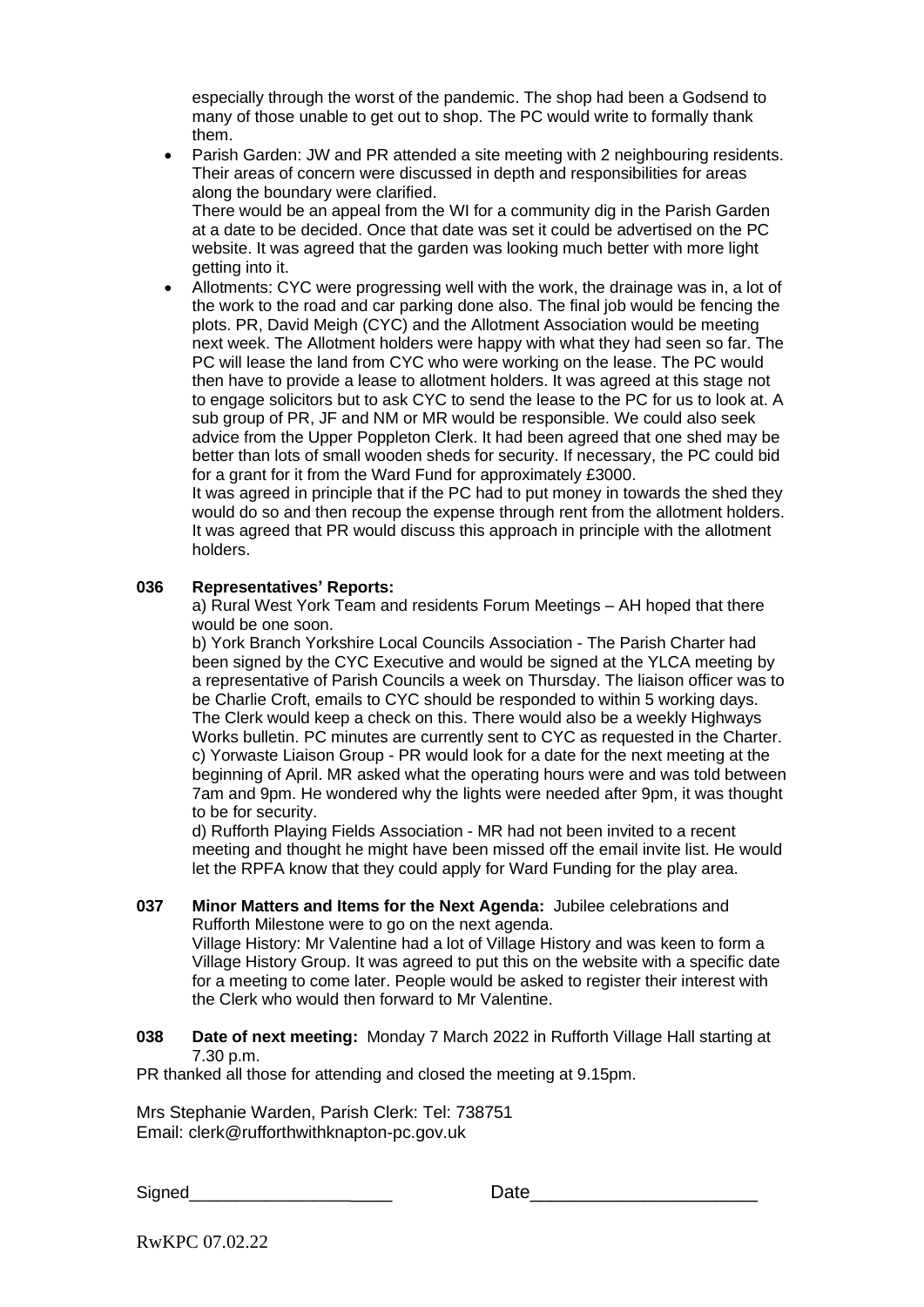especially through the worst of the pandemic. The shop had been a Godsend to many of those unable to get out to shop. The PC would write to formally thank them.

- Parish Garden: JW and PR attended a site meeting with 2 neighbouring residents. Their areas of concern were discussed in depth and responsibilities for areas along the boundary were clarified.
  There would be an appeal from the WI for a community dig in the Parish Garden at a date to be decided. Once that date was set it could be advertised on the PC website. It was agreed that the garden was looking much better with more light getting into it.
- Allotments: CYC were progressing well with the work, the drainage was in, a lot of the work to the road and car parking done also. The final job would be fencing the plots. PR, David Meigh (CYC) and the Allotment Association would be meeting next week. The Allotment holders were happy with what they had seen so far. The PC will lease the land from CYC who were working on the lease. The PC would then have to provide a lease to allotment holders. It was agreed at this stage not to engage solicitors but to ask CYC to send the lease to the PC for us to look at. A sub group of PR, JF and NM or MR would be responsible. We could also seek advice from the Upper Poppleton Clerk. It had been agreed that one shed may be better than lots of small wooden sheds for security. If necessary, the PC could bid for a grant for it from the Ward Fund for approximately £3000.
  It was agreed in principle that if the PC had to put money in towards the shed they would do so and then recoup the expense through rent from the allotment holders. It was agreed that PR would discuss this approach in principle with the allotment holders.

**036 Representatives' Reports:**

a) Rural West York Team and residents Forum Meetings – AH hoped that there would be one soon.

b) York Branch Yorkshire Local Councils Association - The Parish Charter had been signed by the CYC Executive and would be signed at the YLCA meeting by a representative of Parish Councils a week on Thursday. The liaison officer was to be Charlie Croft, emails to CYC should be responded to within 5 working days. The Clerk would keep a check on this. There would also be a weekly Highways Works bulletin. PC minutes are currently sent to CYC as requested in the Charter.

c) Yorwaste Liaison Group - PR would look for a date for the next meeting at the beginning of April. MR asked what the operating hours were and was told between 7am and 9pm. He wondered why the lights were needed after 9pm, it was thought to be for security.

d) Rufforth Playing Fields Association - MR had not been invited to a recent meeting and thought he might have been missed off the email invite list. He would let the RPFA know that they could apply for Ward Funding for the play area.

**037 Minor Matters and Items for the Next Agenda:** Jubilee celebrations and Rufforth Milestone were to go on the next agenda.
Village History: Mr Valentine had a lot of Village History and was keen to form a Village History Group. It was agreed to put this on the website with a specific date for a meeting to come later. People would be asked to register their interest with the Clerk who would then forward to Mr Valentine.

**038 Date of next meeting:** Monday 7 March 2022 in Rufforth Village Hall starting at 7.30 p.m.

PR thanked all those for attending and closed the meeting at 9.15pm.

Mrs Stephanie Warden, Parish Clerk: Tel: 738751
Email: clerk@rufforthwithknapton-pc.gov.uk

Signed_______________________ Date_______________________

RwKPC 07.02.22